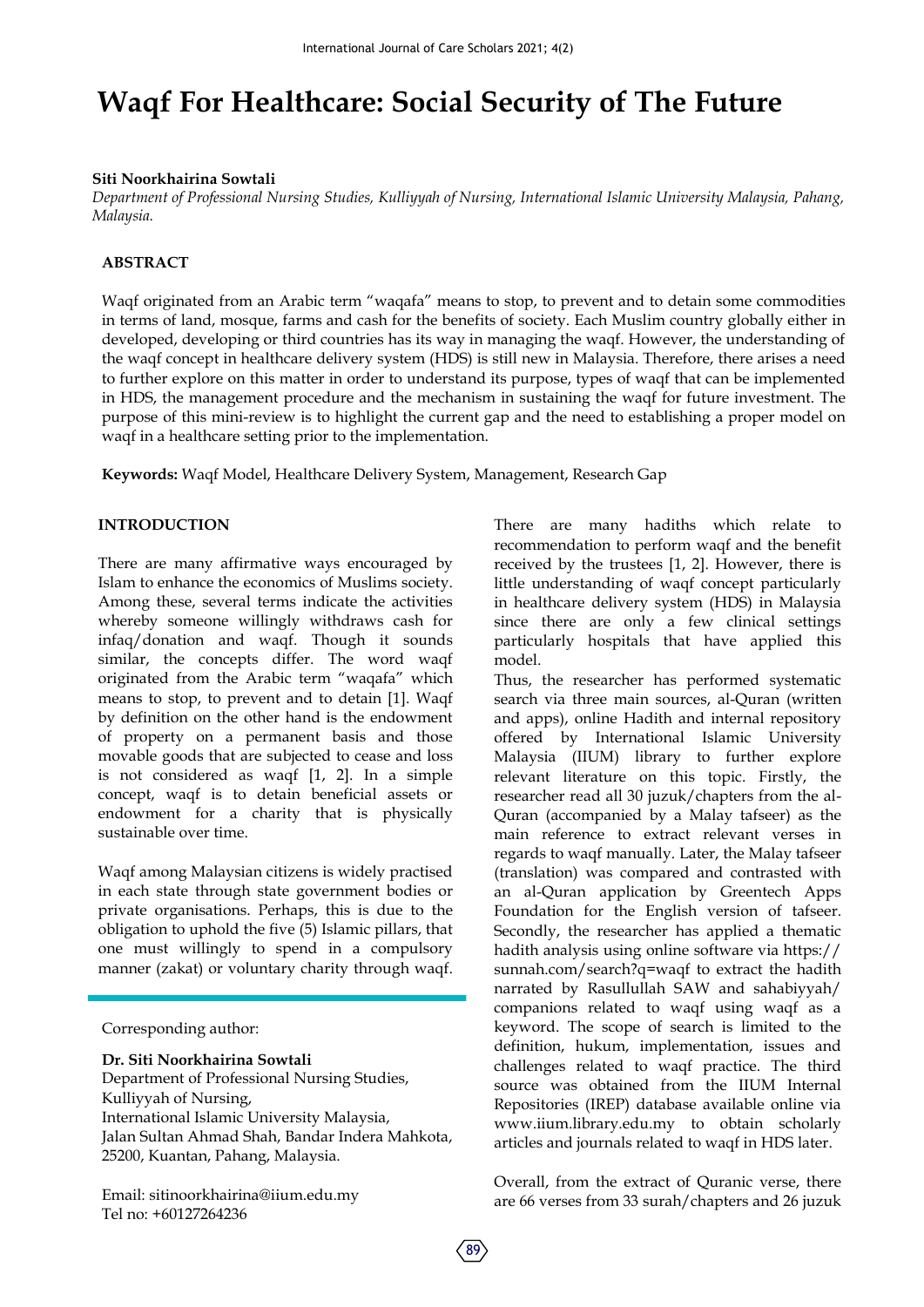# Waqf For Healthcare: Social Security of The Future

**Siti Noorkhairina Sowtali**

*Department of Professional Nursing Studies, Kulliyyah of Nursing, International Islamic University Malaysia, Pahang, Malaysia.*

## ABSTRACT

Waqf originated from an Arabic term "waqafa" means to stop, to prevent and to detain some commodities in terms of land, mosque, farms and cash for the benefits of society. Each Muslim country globally either in developed, developing or third countries has its way in managing the waqf. However, the understanding of the waqf concept in healthcare delivery system (HDS) is still new in Malaysia. Therefore, there arises a need to further explore on this matter in order to understand its purpose, types of waqf that can be implemented in HDS, the management procedure and the mechanism in sustaining the waqf for future investment. The purpose of this mini-review is to highlight the current gap and the need to establishing a proper model on waqf in a healthcare setting prior to the implementation.

**Keywords:** Waqf Model, Healthcare Delivery System, Management, Research Gap

## INTRODUCTION

There are many affirmative ways encouraged by Islam to enhance the economics of Muslims society. Among these, several terms indicate the activities whereby someone willingly withdraws cash for infaq/donation and waqf. Though it sounds similar, the concepts differ. The word waqf originated from the Arabic term "waqafa" which means to stop, to prevent and to detain [1]. Waqf by definition on the other hand is the endowment of property on a permanent basis and those movable goods that are subjected to cease and loss is not considered as waqf [1, 2]. In a simple concept, waqf is to detain beneficial assets or endowment for a charity that is physically sustainable over time.

Waqf among Malaysian citizens is widely practised in each state through state government bodies or private organisations. Perhaps, this is due to the obligation to uphold the five (5) Islamic pillars, that one must willingly to spend in a compulsory manner (zakat) or voluntary charity through waqf.

There are many hadiths which relate to recommendation to perform waqf and the benefit received by the trustees [1, 2]. However, there is little understanding of waqf concept particularly in healthcare delivery system (HDS) in Malaysia since there are only a few clinical settings particularly hospitals that have applied this model.

Thus, the researcher has performed systematic search via three main sources, al-Quran (written and apps), online Hadith and internal repository offered by International Islamic University Malaysia (IIUM) library to further explore relevant literature on this topic. Firstly, the researcher read all 30 juzuk/chapters from the al-Quran (accompanied by a Malay tafseer) as the main reference to extract relevant verses in regards to waqf manually. Later, the Malay tafseer (translation) was compared and contrasted with an al-Quran application by Greentech Apps Foundation for the English version of tafseer. Secondly, the researcher has applied a thematic hadith analysis using online software via https://sunnah.com/search?q=waqf to extract the hadith narrated by Rasullullah SAW and sahabiyyah/companions related to waqf using waqf as a keyword. The scope of search is limited to the definition, hukum, implementation, issues and challenges related to waqf practice. The third source was obtained from the IIUM Internal Repositories (IREP) database available online via www.iium.library.edu.my to obtain scholarly articles and journals related to waqf in HDS later.

Overall, from the extract of Quranic verse, there are 66 verses from 33 surah/chapters and 26 juzuk

Corresponding author:

**Dr. Siti Noorkhairina Sowtali**
Department of Professional Nursing Studies,
Kulliyyah of Nursing,
International Islamic University Malaysia,
Jalan Sultan Ahmad Shah, Bandar Indera Mahkota,
25200, Kuantan, Pahang, Malaysia.

Email: sitinoorkhairina@iium.edu.my
Tel no: +60127264236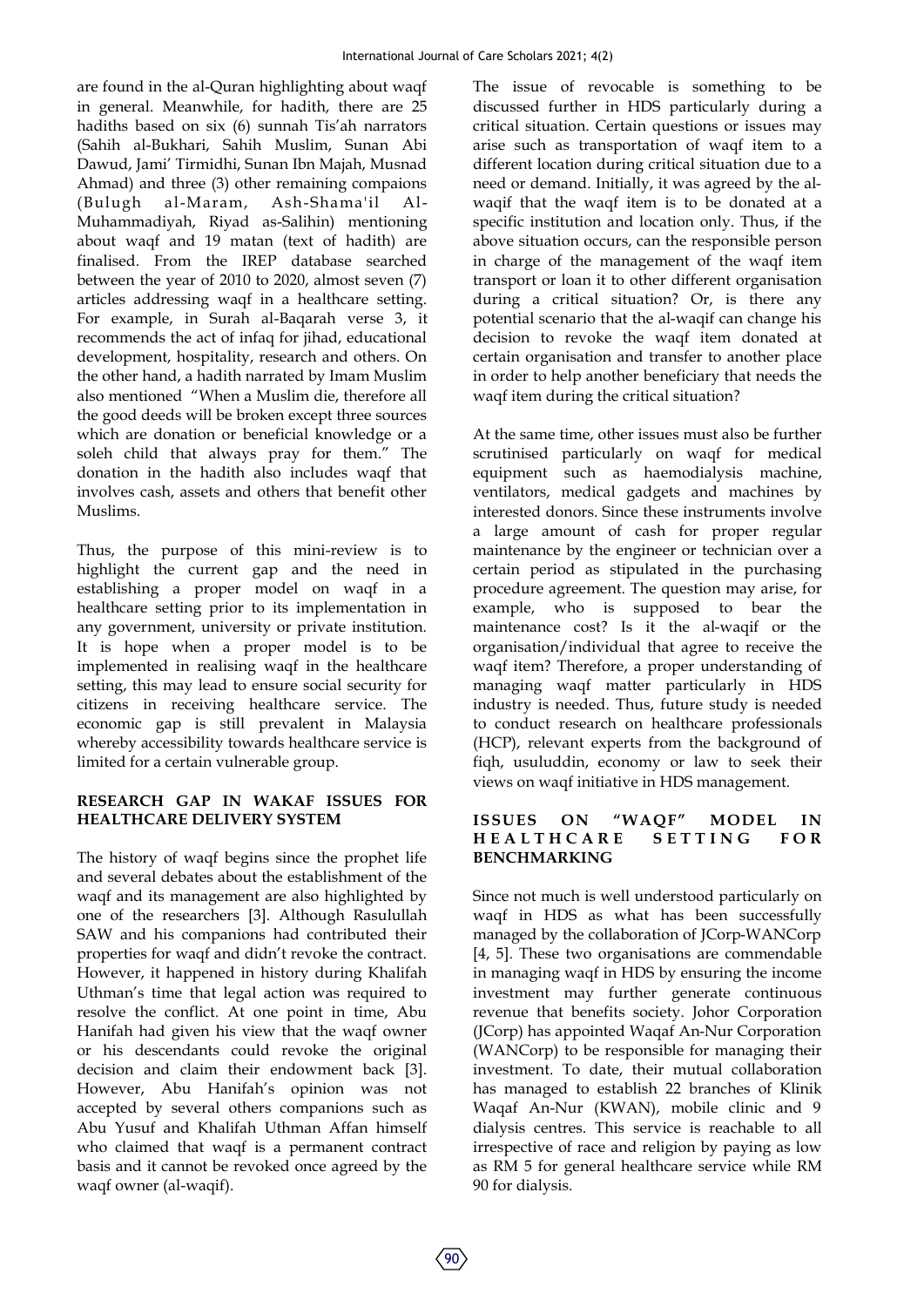are found in the al-Quran highlighting about waqf in general. Meanwhile, for hadith, there are 25 hadiths based on six (6) sunnah Tis'ah narrators (Sahih al-Bukhari, Sahih Muslim, Sunan Abi Dawud, Jami' Tirmidhi, Sunan Ibn Majah, Musnad Ahmad) and three (3) other remaining compaions (Bulugh al-Maram, Ash-Shama'il Al-Muhammadiyah, Riyad as-Salihin) mentioning about waqf and 19 matan (text of hadith) are finalised. From the IREP database searched between the year of 2010 to 2020, almost seven (7) articles addressing waqf in a healthcare setting. For example, in Surah al-Baqarah verse 3, it recommends the act of infaq for jihad, educational development, hospitality, research and others. On the other hand, a hadith narrated by Imam Muslim also mentioned "When a Muslim die, therefore all the good deeds will be broken except three sources which are donation or beneficial knowledge or a soleh child that always pray for them." The donation in the hadith also includes waqf that involves cash, assets and others that benefit other Muslims.

Thus, the purpose of this mini-review is to highlight the current gap and the need in establishing a proper model on waqf in a healthcare setting prior to its implementation in any government, university or private institution. It is hope when a proper model is to be implemented in realising waqf in the healthcare setting, this may lead to ensure social security for citizens in receiving healthcare service. The economic gap is still prevalent in Malaysia whereby accessibility towards healthcare service is limited for a certain vulnerable group.

## RESEARCH GAP IN WAKAF ISSUES FOR HEALTHCARE DELIVERY SYSTEM

The history of waqf begins since the prophet life and several debates about the establishment of the waqf and its management are also highlighted by one of the researchers [3]. Although Rasulullah SAW and his companions had contributed their properties for waqf and didn't revoke the contract. However, it happened in history during Khalifah Uthman's time that legal action was required to resolve the conflict. At one point in time, Abu Hanifah had given his view that the waqf owner or his descendants could revoke the original decision and claim their endowment back [3]. However, Abu Hanifah's opinion was not accepted by several others companions such as Abu Yusuf and Khalifah Uthman Affan himself who claimed that waqf is a permanent contract basis and it cannot be revoked once agreed by the waqf owner (al-waqif).

The issue of revocable is something to be discussed further in HDS particularly during a critical situation. Certain questions or issues may arise such as transportation of waqf item to a different location during critical situation due to a need or demand. Initially, it was agreed by the al-waqif that the waqf item is to be donated at a specific institution and location only. Thus, if the above situation occurs, can the responsible person in charge of the management of the waqf item transport or loan it to other different organisation during a critical situation? Or, is there any potential scenario that the al-waqif can change his decision to revoke the waqf item donated at certain organisation and transfer to another place in order to help another beneficiary that needs the waqf item during the critical situation?

At the same time, other issues must also be further scrutinised particularly on waqf for medical equipment such as haemodialysis machine, ventilators, medical gadgets and machines by interested donors. Since these instruments involve a large amount of cash for proper regular maintenance by the engineer or technician over a certain period as stipulated in the purchasing procedure agreement. The question may arise, for example, who is supposed to bear the maintenance cost? Is it the al-waqif or the organisation/individual that agree to receive the waqf item? Therefore, a proper understanding of managing waqf matter particularly in HDS industry is needed. Thus, future study is needed to conduct research on healthcare professionals (HCP), relevant experts from the background of fiqh, usuluddin, economy or law to seek their views on waqf initiative in HDS management.

## ISSUES ON "WAQF" MODEL IN HEALTHCARE SETTING FOR BENCHMARKING

Since not much is well understood particularly on waqf in HDS as what has been successfully managed by the collaboration of JCorp-WANCorp [4, 5]. These two organisations are commendable in managing waqf in HDS by ensuring the income investment may further generate continuous revenue that benefits society. Johor Corporation (JCorp) has appointed Waqaf An-Nur Corporation (WANCorp) to be responsible for managing their investment. To date, their mutual collaboration has managed to establish 22 branches of Klinik Waqaf An-Nur (KWAN), mobile clinic and 9 dialysis centres. This service is reachable to all irrespective of race and religion by paying as low as RM 5 for general healthcare service while RM 90 for dialysis.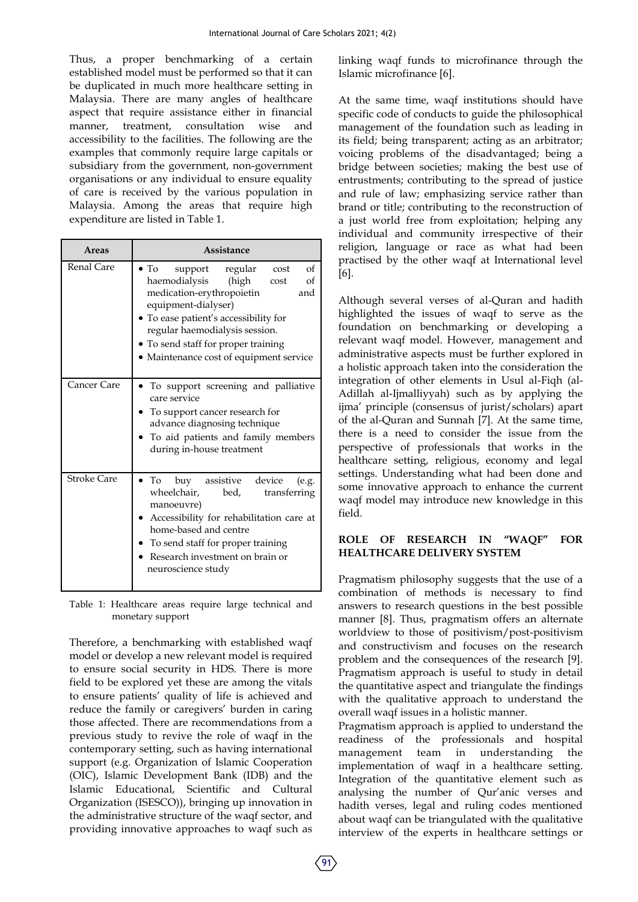Thus, a proper benchmarking of a certain established model must be performed so that it can be duplicated in much more healthcare setting in Malaysia. There are many angles of healthcare aspect that require assistance either in financial manner, treatment, consultation wise and accessibility to the facilities. The following are the examples that commonly require large capitals or subsidiary from the government, non-government organisations or any individual to ensure equality of care is received by the various population in Malaysia. Among the areas that require high expenditure are listed in Table 1.

| Areas | Assistance |
|---|---|
| Renal Care | • To support regular cost of haemodialysis (high cost of medication-erythropoietin and equipment-dialyser)<br>• To ease patient's accessibility for regular haemodialysis session.<br>• To send staff for proper training<br>• Maintenance cost of equipment service |
| Cancer Care | • To support screening and palliative care service<br>• To support cancer research for advance diagnosing technique<br>• To aid patients and family members during in-house treatment |
| Stroke Care | • To buy assistive device (e.g. wheelchair, bed, transferring manoeuvre)<br>• Accessibility for rehabilitation care at home-based and centre<br>• To send staff for proper training<br>• Research investment on brain or neuroscience study |

Table 1: Healthcare areas require large technical and monetary support

Therefore, a benchmarking with established waqf model or develop a new relevant model is required to ensure social security in HDS. There is more field to be explored yet these are among the vitals to ensure patients' quality of life is achieved and reduce the family or caregivers' burden in caring those affected. There are recommendations from a previous study to revive the role of waqf in the contemporary setting, such as having international support (e.g. Organization of Islamic Cooperation (OIC), Islamic Development Bank (IDB) and the Islamic Educational, Scientific and Cultural Organization (ISESCO)), bringing up innovation in the administrative structure of the waqf sector, and providing innovative approaches to waqf such as linking waqf funds to microfinance through the Islamic microfinance [6].

At the same time, waqf institutions should have specific code of conducts to guide the philosophical management of the foundation such as leading in its field; being transparent; acting as an arbitrator; voicing problems of the disadvantaged; being a bridge between societies; making the best use of entrustments; contributing to the spread of justice and rule of law; emphasizing service rather than brand or title; contributing to the reconstruction of a just world free from exploitation; helping any individual and community irrespective of their religion, language or race as what had been practised by the other waqf at International level [6].

Although several verses of al-Quran and hadith highlighted the issues of waqf to serve as the foundation on benchmarking or developing a relevant waqf model. However, management and administrative aspects must be further explored in a holistic approach taken into the consideration the integration of other elements in Usul al-Fiqh (al-Adillah al-Ijmalliyyah) such as by applying the ijma' principle (consensus of jurist/scholars) apart of the al-Quran and Sunnah [7]. At the same time, there is a need to consider the issue from the perspective of professionals that works in the healthcare setting, religious, economy and legal settings. Understanding what had been done and some innovative approach to enhance the current waqf model may introduce new knowledge in this field.

## ROLE OF RESEARCH IN "WAQF" FOR HEALTHCARE DELIVERY SYSTEM

Pragmatism philosophy suggests that the use of a combination of methods is necessary to find answers to research questions in the best possible manner [8]. Thus, pragmatism offers an alternate worldview to those of positivism/post-positivism and constructivism and focuses on the research problem and the consequences of the research [9]. Pragmatism approach is useful to study in detail the quantitative aspect and triangulate the findings with the qualitative approach to understand the overall waqf issues in a holistic manner.

Pragmatism approach is applied to understand the readiness of the professionals and hospital management team in understanding the implementation of waqf in a healthcare setting. Integration of the quantitative element such as analysing the number of Qur'anic verses and hadith verses, legal and ruling codes mentioned about waqf can be triangulated with the qualitative interview of the experts in healthcare settings or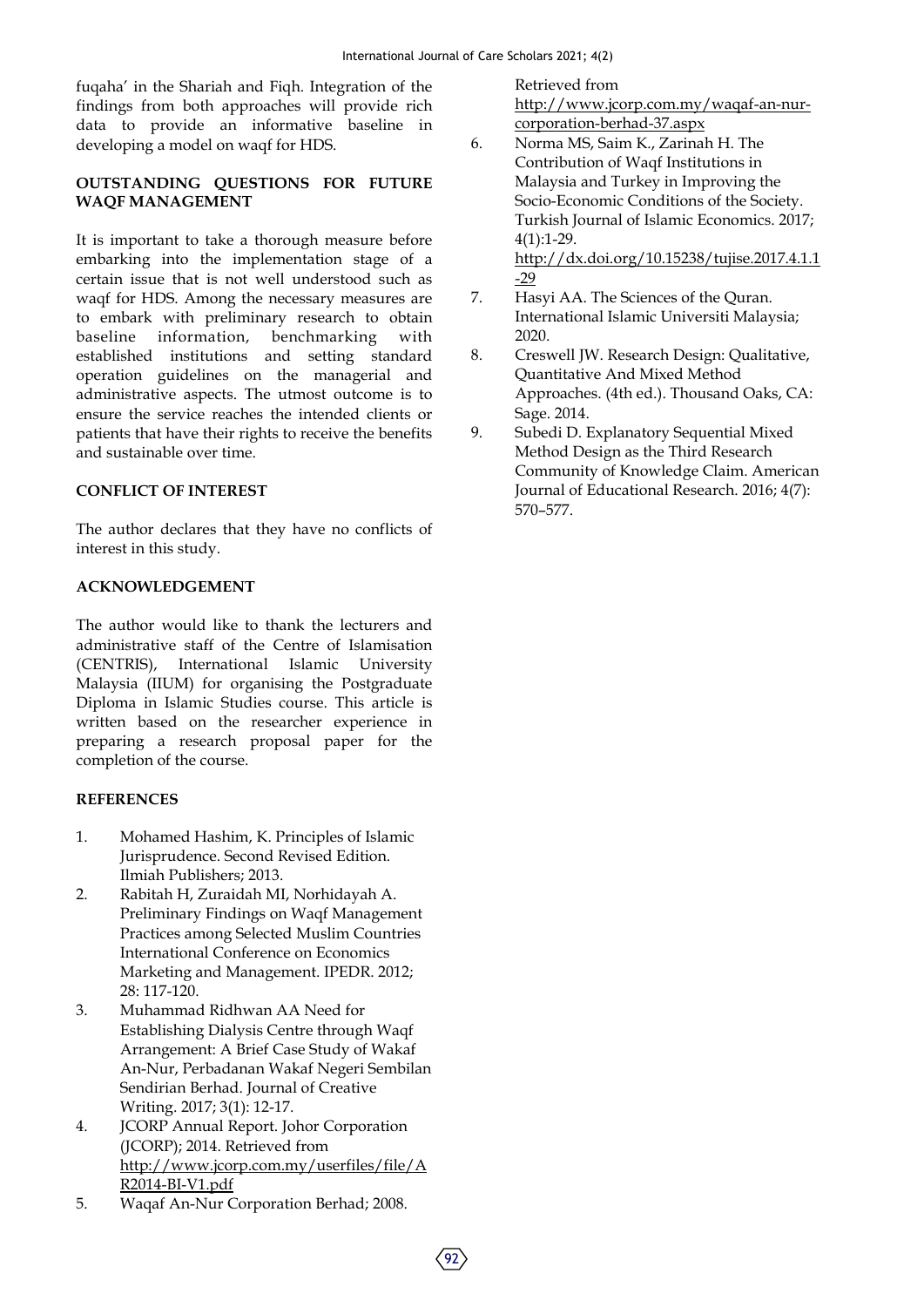fuqaha' in the Shariah and Fiqh. Integration of the findings from both approaches will provide rich data to provide an informative baseline in developing a model on waqf for HDS.

## OUTSTANDING QUESTIONS FOR FUTURE WAQF MANAGEMENT

It is important to take a thorough measure before embarking into the implementation stage of a certain issue that is not well understood such as waqf for HDS. Among the necessary measures are to embark with preliminary research to obtain baseline information, benchmarking with established institutions and setting standard operation guidelines on the managerial and administrative aspects. The utmost outcome is to ensure the service reaches the intended clients or patients that have their rights to receive the benefits and sustainable over time.

## CONFLICT OF INTEREST

The author declares that they have no conflicts of interest in this study.

## ACKNOWLEDGEMENT

The author would like to thank the lecturers and administrative staff of the Centre of Islamisation (CENTRIS), International Islamic University Malaysia (IIUM) for organising the Postgraduate Diploma in Islamic Studies course. This article is written based on the researcher experience in preparing a research proposal paper for the completion of the course.

## REFERENCES

1. Mohamed Hashim, K. Principles of Islamic Jurisprudence. Second Revised Edition. Ilmiah Publishers; 2013.
2. Rabitah H, Zuraidah MI, Norhidayah A. Preliminary Findings on Waqf Management Practices among Selected Muslim Countries International Conference on Economics Marketing and Management. IPEDR. 2012; 28: 117-120.
3. Muhammad Ridhwan AA Need for Establishing Dialysis Centre through Waqf Arrangement: A Brief Case Study of Wakaf An-Nur, Perbadanan Wakaf Negeri Sembilan Sendirian Berhad. Journal of Creative Writing. 2017; 3(1): 12-17.
4. JCORP Annual Report. Johor Corporation (JCORP); 2014. Retrieved from http://www.jcorp.com.my/userfiles/file/AR2014-BI-V1.pdf
5. Waqaf An-Nur Corporation Berhad; 2008. Retrieved from http://www.jcorp.com.my/waqaf-an-nur-corporation-berhad-37.aspx
6. Norma MS, Saim K., Zarinah H. The Contribution of Waqf Institutions in Malaysia and Turkey in Improving the Socio-Economic Conditions of the Society. Turkish Journal of Islamic Economics. 2017; 4(1):1-29. http://dx.doi.org/10.15238/tujise.2017.4.1.1-29
7. Hasyi AA. The Sciences of the Quran. International Islamic Universiti Malaysia; 2020.
8. Creswell JW. Research Design: Qualitative, Quantitative And Mixed Method Approaches. (4th ed.). Thousand Oaks, CA: Sage. 2014.
9. Subedi D. Explanatory Sequential Mixed Method Design as the Third Research Community of Knowledge Claim. American Journal of Educational Research. 2016; 4(7): 570–577.